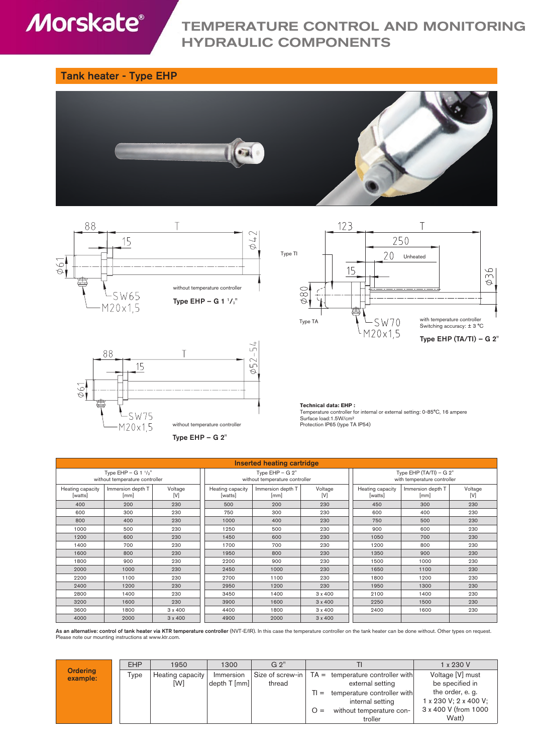# TEMPERATURE CONTROL AND MONITORING HYDRAULIC COMPONENTS

## Tank heater - Type EHP

without temperature controller

**Type EHP – G 1 ¹/₂"**

Type TI

Type TA

Unheated

with temperature controller
Switching accuracy: ± 3 °C

**Type EHP (TA/TI) – G 2"**

without temperature controller

**Type EHP – G 2"**

**Technical data: EHP :**
Temperature controller for internal or external setting: 0-85°C, 16 ampere
Surface load:1.5W/cm²
Protection IP65 (type TA IP54)

| Inserted heating cartridge | | | | | | | | |
|---|---|---|---|---|---|---|---|---|
| Type EHP – G 1 ¹/₂" without temperature controller | | | Type EHP – G 2" without temperature controller | | | Type EHP (TA/TI) – G 2" with temperature controller | | |
| Heating capacity [watts] | Immersion depth T [mm] | Voltage [V] | Heating capacity [watts] | Immersion depth T [mm] | Voltage [V] | Heating capacity [watts] | Immersion depth T [mm] | Voltage [V] |
| 400 | 200 | 230 | 500 | 200 | 230 | 450 | 300 | 230 |
| 600 | 300 | 230 | 750 | 300 | 230 | 600 | 400 | 230 |
| 800 | 400 | 230 | 1000 | 400 | 230 | 750 | 500 | 230 |
| 1000 | 500 | 230 | 1250 | 500 | 230 | 900 | 600 | 230 |
| 1200 | 600 | 230 | 1450 | 600 | 230 | 1050 | 700 | 230 |
| 1400 | 700 | 230 | 1700 | 700 | 230 | 1200 | 800 | 230 |
| 1600 | 800 | 230 | 1950 | 800 | 230 | 1350 | 900 | 230 |
| 1800 | 900 | 230 | 2200 | 900 | 230 | 1500 | 1000 | 230 |
| 2000 | 1000 | 230 | 2450 | 1000 | 230 | 1650 | 1100 | 230 |
| 2200 | 1100 | 230 | 2700 | 1100 | 230 | 1800 | 1200 | 230 |
| 2400 | 1200 | 230 | 2950 | 1200 | 230 | 1950 | 1300 | 230 |
| 2800 | 1400 | 230 | 3450 | 1400 | 3 x 400 | 2100 | 1400 | 230 |
| 3200 | 1600 | 230 | 3900 | 1600 | 3 x 400 | 2250 | 1500 | 230 |
| 3600 | 1800 | 3 x 400 | 4400 | 1800 | 3 x 400 | 2400 | 1600 | 230 |
| 4000 | 2000 | 3 x 400 | 4900 | 2000 | 3 x 400 | | | |

**As an alternative: control of tank heater via KTR temperature controller** (NVT-E/IR). In this case the temperature controller on the tank heater can be done without. Other types on request.
Please note our mounting instructions at www.ktr.com.

**Ordering example:**

| EHP | 1950 | 1300 | G 2" | TI | 1 x 230 V |
|---|---|---|---|---|---|
| Type | Heating capacity [W] | Immersion depth T [mm] | Size of screw-in thread | TA = temperature controller with external setting<br>TI = temperature controller with internal setting<br>O = without temperature controller | Voltage [V] must be specified in the order, e. g. 1 x 230 V; 2 x 400 V; 3 x 400 V (from 1000 Watt) |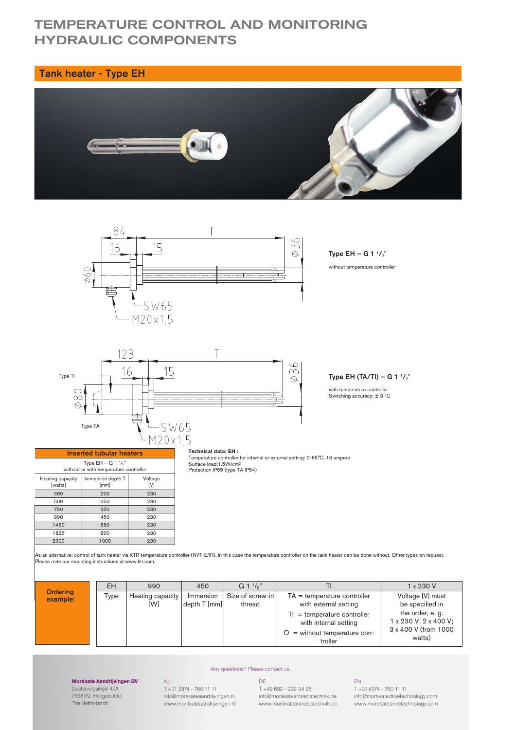# TEMPERATURE CONTROL AND MONITORING HYDRAULIC COMPONENTS

## Tank heater - Type EH

84
T
16
15
Ø36
Ø60
SW65
M20x1,5

**Type EH – G 1 1/2"**

without temperature controller

123
T
16
15
Ø36
Type TI
Ø80
Type TA
SW65
M20x1,5

**Type EH (TA/TI) – G 1 1/2"**

with temperature controller
Switching accuracy: ± 3 °C

| Inserted tubular heaters | | |
|---|---|---|
| Type EH – G 1 1/2" without or with temperature controller | | |
| Heating capacity [watts] | Immersion depth T [mm] | Voltage [V] |
| 380 | 200 | 230 |
| 500 | 250 | 230 |
| 750 | 350 | 230 |
| 990 | 450 | 230 |
| 1460 | 650 | 230 |
| 1825 | 800 | 230 |
| 2300 | 1000 | 230 |

**Technical data: EH :**
Temperature controller for internal or external setting: 0-85°C, 16 ampere
Surface load:1.5W/cm²
Protection IP65 (type TA IP54)

As an alternative: control of tank heater via KTR temperature controller (NVT-E/IR). In this case the temperature controller on the tank heater can be done without. Other types on request.
Please note our mounting instructions at www.ktr.com.

| **Ordering example:** | EH | 990 | 450 | G 1 1/2" | TI | 1 x 230 V |
|---|---|---|---|---|---|---|
| | Type | Heating capacity [W] | Immersion depth T [mm] | Size of screw-in thread | TA = temperature controller with external setting<br>TI = temperature controller with internal setting<br>O = without temperature controller | Voltage [V] must be specified in the order, e. g. 1 x 230 V; 2 x 400 V; 3 x 400 V (from 1000 watts) |

Any questions? Please contact us.

**Morskate Aandrijvingen BV**
Oosterveldsingel 47A
7558 PJ Hengelo (Ov)
The Netherlands

NL
T +31 (0)74 - 760 11 11
info@morskateaandrijvingen.nl
www.morskateaandrijvingen.nl

DE
T +49 692 - 222 34 95
info@morskateantriebstechnik.de
www.morskateantriebstechnik.de

EN
T +31 (0)74 - 760 11 11
info@morskatedrivetechnology.com
www.morskatedrivetechnology.com